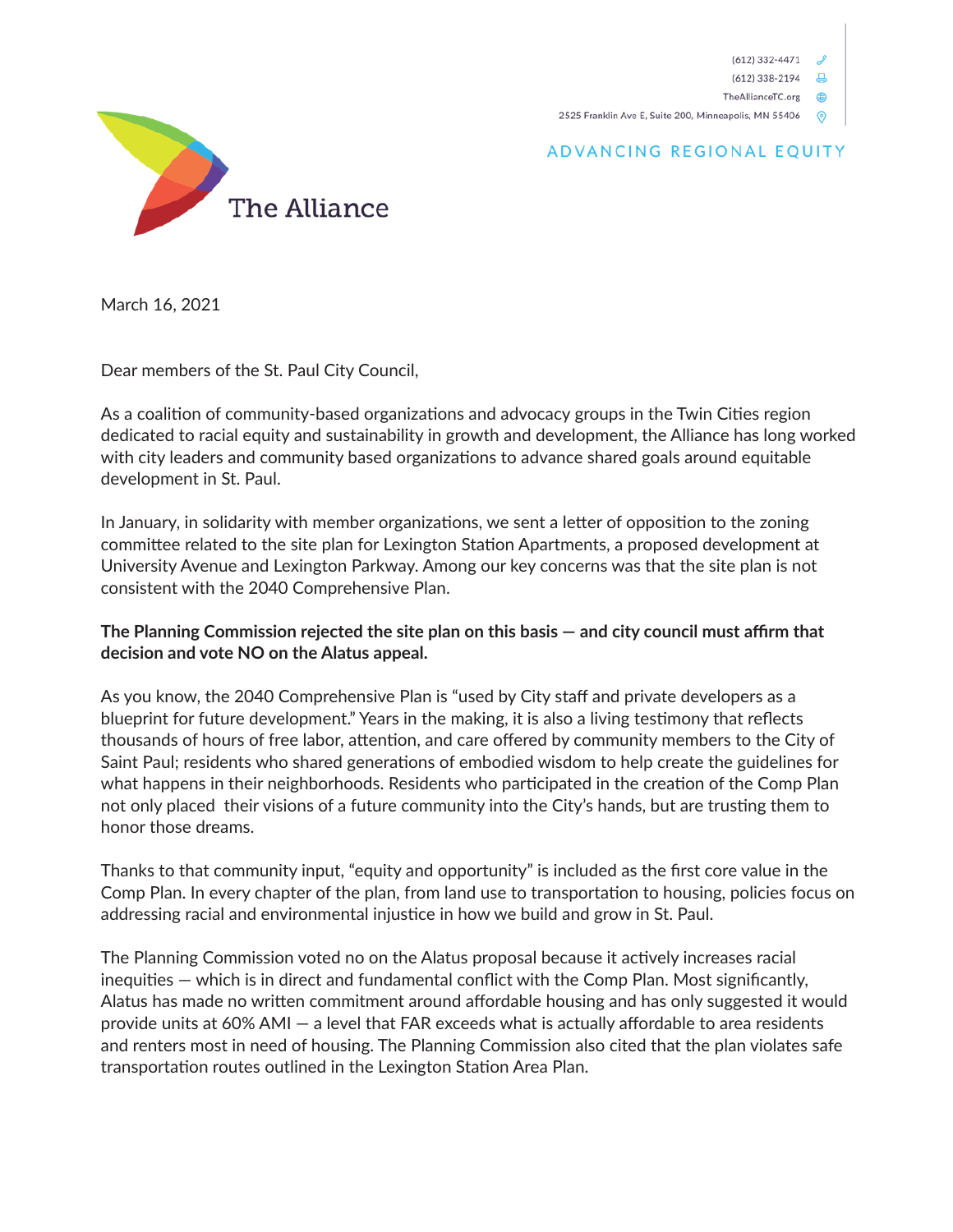(612) 332-4471
(612) 338-2194
TheAllianceTC.org
2525 Franklin Ave E, Suite 200, Minneapolis, MN 55406

ADVANCING REGIONAL EQUITY

The Alliance

March 16, 2021

Dear members of the St. Paul City Council,

As a coalition of community-based organizations and advocacy groups in the Twin Cities region dedicated to racial equity and sustainability in growth and development, the Alliance has long worked with city leaders and community based organizations to advance shared goals around equitable development in St. Paul.

In January, in solidarity with member organizations, we sent a letter of opposition to the zoning committee related to the site plan for Lexington Station Apartments, a proposed development at University Avenue and Lexington Parkway. Among our key concerns was that the site plan is not consistent with the 2040 Comprehensive Plan.

**The Planning Commission rejected the site plan on this basis — and city council must affirm that decision and vote NO on the Alatus appeal.**

As you know, the 2040 Comprehensive Plan is "used by City staff and private developers as a blueprint for future development." Years in the making, it is also a living testimony that reflects thousands of hours of free labor, attention, and care offered by community members to the City of Saint Paul; residents who shared generations of embodied wisdom to help create the guidelines for what happens in their neighborhoods. Residents who participated in the creation of the Comp Plan not only placed their visions of a future community into the City's hands, but are trusting them to honor those dreams.

Thanks to that community input, "equity and opportunity" is included as the first core value in the Comp Plan. In every chapter of the plan, from land use to transportation to housing, policies focus on addressing racial and environmental injustice in how we build and grow in St. Paul.

The Planning Commission voted no on the Alatus proposal because it actively increases racial inequities — which is in direct and fundamental conflict with the Comp Plan. Most significantly, Alatus has made no written commitment around affordable housing and has only suggested it would provide units at 60% AMI — a level that FAR exceeds what is actually affordable to area residents and renters most in need of housing. The Planning Commission also cited that the plan violates safe transportation routes outlined in the Lexington Station Area Plan.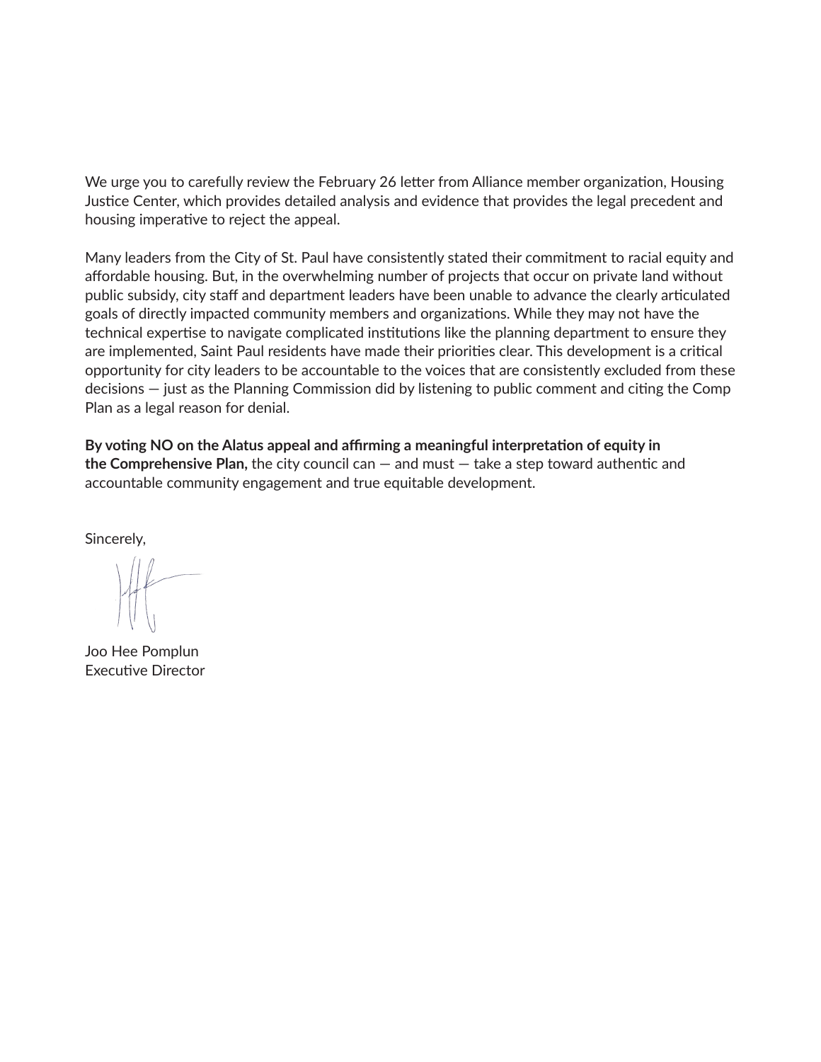We urge you to carefully review the February 26 letter from Alliance member organization, Housing Justice Center, which provides detailed analysis and evidence that provides the legal precedent and housing imperative to reject the appeal.

Many leaders from the City of St. Paul have consistently stated their commitment to racial equity and affordable housing. But, in the overwhelming number of projects that occur on private land without public subsidy, city staff and department leaders have been unable to advance the clearly articulated goals of directly impacted community members and organizations. While they may not have the technical expertise to navigate complicated institutions like the planning department to ensure they are implemented, Saint Paul residents have made their priorities clear. This development is a critical opportunity for city leaders to be accountable to the voices that are consistently excluded from these decisions — just as the Planning Commission did by listening to public comment and citing the Comp Plan as a legal reason for denial.

**By voting NO on the Alatus appeal and affirming a meaningful interpretation of equity in the Comprehensive Plan,** the city council can — and must — take a step toward authentic and accountable community engagement and true equitable development.

Sincerely,

Joo Hee Pomplun
Executive Director